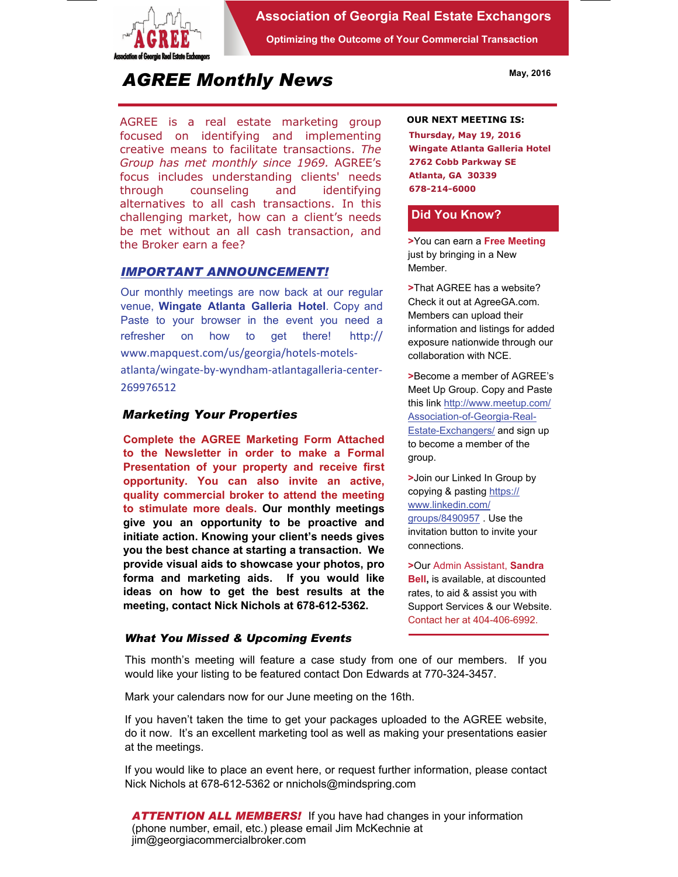**Association of Georgia Real Estate Exchangors**

**Optimizing the Outcome of Your Commercial Transaction**

# AGREE Monthly News

**May, 2016**

AGREE is a real estate marketing group focused on identifying and implementing creative means to facilitate transactions. *The Group has met monthly since 1969.* AGREE's focus includes understanding clients' needs through counseling and identifying alternatives to all cash transactions. In this challenging market, how can a client's needs be met without an all cash transaction, and the Broker earn a fee?

## *IMPORTANT ANNOUNCEMENT!*

Our monthly meetings are now back at our regular venue, **Wingate Atlanta Galleria Hotel**. Copy and Paste to your browser in the event you need a refresher on how to get there! http://www.mapquest.com/us/georgia/hotels-motels-atlanta/wingate-by-wyndham-atlantagalleria-center-269976512

### *Marketing Your Properties*

**Complete the AGREE Marketing Form Attached to the Newsletter in order to make a Formal Presentation of your property and receive first opportunity. You can also invite an active, quality commercial broker to attend the meeting to stimulate more deals. Our monthly meetings give you an opportunity to be proactive and initiate action. Knowing your client's needs gives you the best chance at starting a transaction. We provide visual aids to showcase your photos, pro forma and marketing aids. If you would like ideas on how to get the best results at the meeting, contact Nick Nichols at 678-612-5362.**

**OUR NEXT MEETING IS:**

**Thursday, May 19, 2016**
**Wingate Atlanta Galleria Hotel**
**2762 Cobb Parkway SE**
**Atlanta, GA 30339**
**678-214-6000**

## Did You Know?

**>**You can earn a **Free Meeting** just by bringing in a New Member.

**>**That AGREE has a website? Check it out at AgreeGA.com. Members can upload their information and listings for added exposure nationwide through our collaboration with NCE.

**>**Become a member of AGREE's Meet Up Group. Copy and Paste this link http://www.meetup.com/Association-of-Georgia-Real-Estate-Exchangers/ and sign up to become a member of the group.

**>**Join our Linked In Group by copying & pasting https://www.linkedin.com/groups/8490957 . Use the invitation button to invite your connections.

**>**Our Admin Assistant, **Sandra Bell,** is available, at discounted rates, to aid & assist you with Support Services & our Website. Contact her at 404-406-6992.

### *What You Missed & Upcoming Events*

This month's meeting will feature a case study from one of our members. If you would like your listing to be featured contact Don Edwards at 770-324-3457.

Mark your calendars now for our June meeting on the 16th.

If you haven't taken the time to get your packages uploaded to the AGREE website, do it now. It's an excellent marketing tool as well as making your presentations easier at the meetings.

If you would like to place an event here, or request further information, please contact Nick Nichols at 678-612-5362 or nnichols@mindspring.com

***ATTENTION ALL MEMBERS!*** If you have had changes in your information (phone number, email, etc.) please email Jim McKechnie at jim@georgiacommercialbroker.com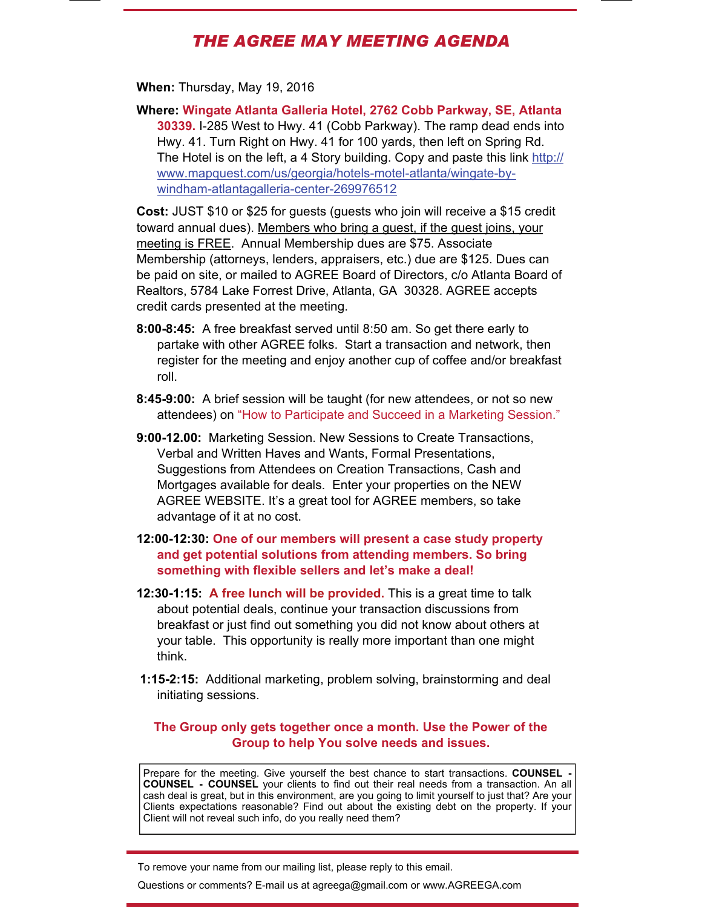# *THE AGREE MAY MEETING AGENDA*

**When:** Thursday, May 19, 2016

**Where: Wingate Atlanta Galleria Hotel, 2762 Cobb Parkway, SE, Atlanta 30339.** I-285 West to Hwy. 41 (Cobb Parkway). The ramp dead ends into Hwy. 41. Turn Right on Hwy. 41 for 100 yards, then left on Spring Rd. The Hotel is on the left, a 4 Story building. Copy and paste this link http://www.mapquest.com/us/georgia/hotels-motel-atlanta/wingate-by-windham-atlantagalleria-center-269976512

**Cost:** JUST $10 or $25 for guests (guests who join will receive a $15 credit toward annual dues). Members who bring a guest, if the guest joins, your meeting is FREE. Annual Membership dues are $75. Associate Membership (attorneys, lenders, appraisers, etc.) due are $125. Dues can be paid on site, or mailed to AGREE Board of Directors, c/o Atlanta Board of Realtors, 5784 Lake Forrest Drive, Atlanta, GA 30328. AGREE accepts credit cards presented at the meeting.

**8:00-8:45:** A free breakfast served until 8:50 am. So get there early to partake with other AGREE folks. Start a transaction and network, then register for the meeting and enjoy another cup of coffee and/or breakfast roll.

**8:45-9:00:** A brief session will be taught (for new attendees, or not so new attendees) on "How to Participate and Succeed in a Marketing Session."

**9:00-12.00:** Marketing Session. New Sessions to Create Transactions, Verbal and Written Haves and Wants, Formal Presentations, Suggestions from Attendees on Creation Transactions, Cash and Mortgages available for deals. Enter your properties on the NEW AGREE WEBSITE. It's a great tool for AGREE members, so take advantage of it at no cost.

**12:00-12:30: One of our members will present a case study property and get potential solutions from attending members. So bring something with flexible sellers and let's make a deal!**

**12:30-1:15: A free lunch will be provided.** This is a great time to talk about potential deals, continue your transaction discussions from breakfast or just find out something you did not know about others at your table. This opportunity is really more important than one might think.

**1:15-2:15:** Additional marketing, problem solving, brainstorming and deal initiating sessions.

**The Group only gets together once a month. Use the Power of the Group to help You solve needs and issues.**

Prepare for the meeting. Give yourself the best chance to start transactions. **COUNSEL - COUNSEL - COUNSEL** your clients to find out their real needs from a transaction. An all cash deal is great, but in this environment, are you going to limit yourself to just that? Are your Clients expectations reasonable? Find out about the existing debt on the property. If your Client will not reveal such info, do you really need them?

To remove your name from our mailing list, please reply to this email.

Questions or comments? E-mail us at agreega@gmail.com or www.AGREEGA.com